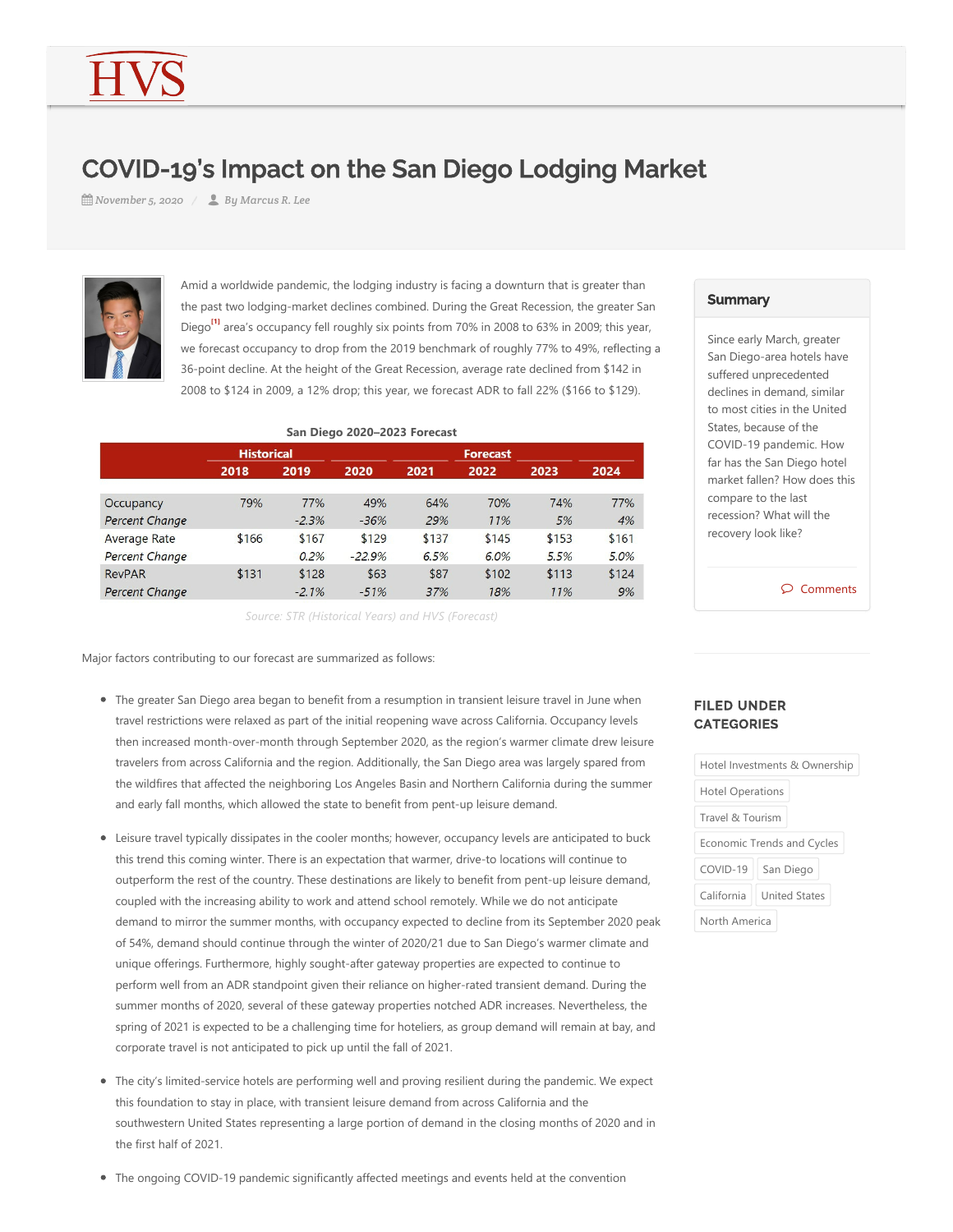# COVID-19's Impact on the San Diego Lodging Market

November 5, 2020 / By Marcus R. Lee

Amid a worldwide pandemic, the lodging industry is facing a downturn that is greater than the past two lodging-market declines combined. During the Great Recession, the greater San Diego[1] area's occupancy fell roughly six points from 70% in 2008 to 63% in 2009; this year, we forecast occupancy to drop from the 2019 benchmark of roughly 77% to 49%, reflecting a 36-point decline. At the height of the Great Recession, average rate declined from $142 in 2008 to $124 in 2009, a 12% drop; this year, we forecast ADR to fall 22% ($166 to $129).

**San Diego 2020–2023 Forecast**

| | Historical | | Forecast | | | | |
|---|---|---|---|---|---|---|---|
| | 2018 | 2019 | 2020 | 2021 | 2022 | 2023 | 2024 |
| Occupancy | 79% | 77% | 49% | 64% | 70% | 74% | 77% |
| *Percent Change* | | *-2.3%* | *-36%* | *29%* | *11%* | *5%* | *4%* |
| Average Rate | $166 | $167 | $129 | $137 | $145 | $153 | $161 |
| *Percent Change* | | *0.2%* | *-22.9%* | *6.5%* | *6.0%* | *5.5%* | *5.0%* |
| RevPAR | $131 | $128 | $63 | $87 | $102 | $113 | $124 |
| *Percent Change* | | *-2.1%* | *-51%* | *37%* | *18%* | *11%* | *9%* |

*Source: STR (Historical Years) and HVS (Forecast)*

Major factors contributing to our forecast are summarized as follows:

- The greater San Diego area began to benefit from a resumption in transient leisure travel in June when travel restrictions were relaxed as part of the initial reopening wave across California. Occupancy levels then increased month-over-month through September 2020, as the region's warmer climate drew leisure travelers from across California and the region. Additionally, the San Diego area was largely spared from the wildfires that affected the neighboring Los Angeles Basin and Northern California during the summer and early fall months, which allowed the state to benefit from pent-up leisure demand.

- Leisure travel typically dissipates in the cooler months; however, occupancy levels are anticipated to buck this trend this coming winter. There is an expectation that warmer, drive-to locations will continue to outperform the rest of the country. These destinations are likely to benefit from pent-up leisure demand, coupled with the increasing ability to work and attend school remotely. While we do not anticipate demand to mirror the summer months, with occupancy expected to decline from its September 2020 peak of 54%, demand should continue through the winter of 2020/21 due to San Diego's warmer climate and unique offerings. Furthermore, highly sought-after gateway properties are expected to continue to perform well from an ADR standpoint given their reliance on higher-rated transient demand. During the summer months of 2020, several of these gateway properties notched ADR increases. Nevertheless, the spring of 2021 is expected to be a challenging time for hoteliers, as group demand will remain at bay, and corporate travel is not anticipated to pick up until the fall of 2021.

- The city's limited-service hotels are performing well and proving resilient during the pandemic. We expect this foundation to stay in place, with transient leisure demand from across California and the southwestern United States representing a large portion of demand in the closing months of 2020 and in the first half of 2021.

- The ongoing COVID-19 pandemic significantly affected meetings and events held at the convention

## Summary

Since early March, greater San Diego-area hotels have suffered unprecedented declines in demand, similar to most cities in the United States, because of the COVID-19 pandemic. How far has the San Diego hotel market fallen? How does this compare to the last recession? What will the recovery look like?

Comments

## FILED UNDER CATEGORIES

Hotel Investments & Ownership
Hotel Operations
Travel & Tourism
Economic Trends and Cycles
COVID-19
San Diego
California
United States
North America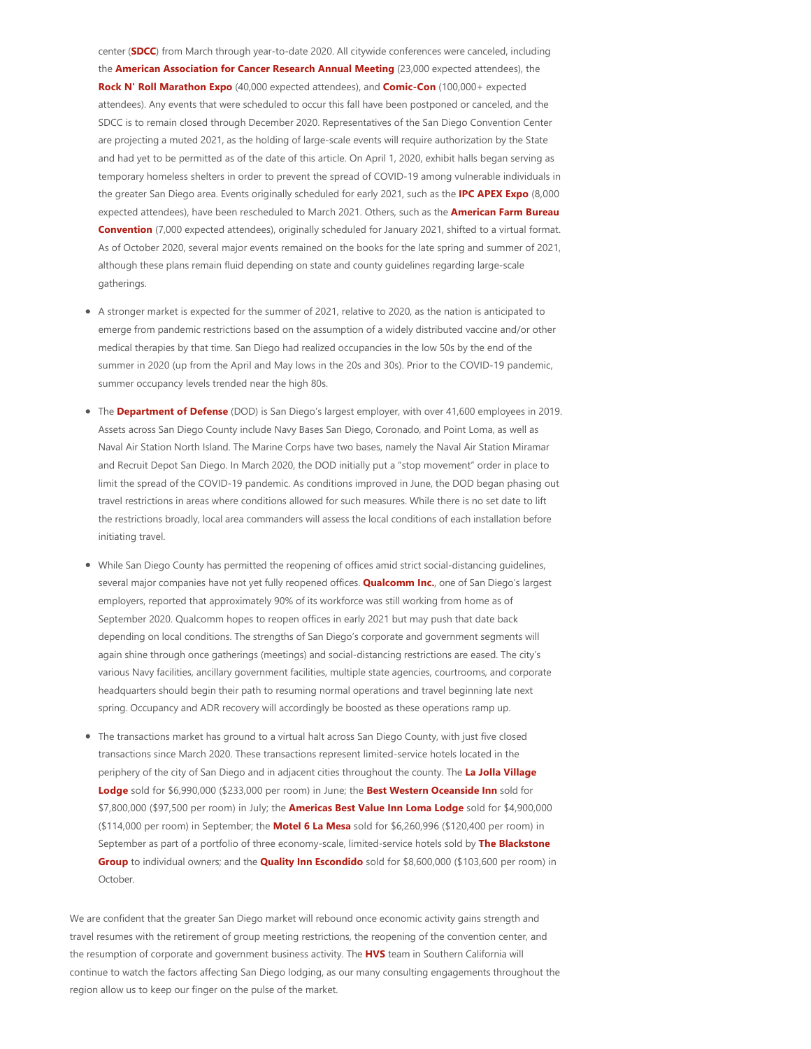center (**SDCC**) from March through year-to-date 2020. All citywide conferences were canceled, including the **American Association for Cancer Research Annual Meeting** (23,000 expected attendees), the **Rock N' Roll Marathon Expo** (40,000 expected attendees), and **Comic-Con** (100,000+ expected attendees). Any events that were scheduled to occur this fall have been postponed or canceled, and the SDCC is to remain closed through December 2020. Representatives of the San Diego Convention Center are projecting a muted 2021, as the holding of large-scale events will require authorization by the State and had yet to be permitted as of the date of this article. On April 1, 2020, exhibit halls began serving as temporary homeless shelters in order to prevent the spread of COVID-19 among vulnerable individuals in the greater San Diego area. Events originally scheduled for early 2021, such as the **IPC APEX Expo** (8,000 expected attendees), have been rescheduled to March 2021. Others, such as the **American Farm Bureau Convention** (7,000 expected attendees), originally scheduled for January 2021, shifted to a virtual format. As of October 2020, several major events remained on the books for the late spring and summer of 2021, although these plans remain fluid depending on state and county guidelines regarding large-scale gatherings.

- A stronger market is expected for the summer of 2021, relative to 2020, as the nation is anticipated to emerge from pandemic restrictions based on the assumption of a widely distributed vaccine and/or other medical therapies by that time. San Diego had realized occupancies in the low 50s by the end of the summer in 2020 (up from the April and May lows in the 20s and 30s). Prior to the COVID-19 pandemic, summer occupancy levels trended near the high 80s.

- The **Department of Defense** (DOD) is San Diego's largest employer, with over 41,600 employees in 2019. Assets across San Diego County include Navy Bases San Diego, Coronado, and Point Loma, as well as Naval Air Station North Island. The Marine Corps have two bases, namely the Naval Air Station Miramar and Recruit Depot San Diego. In March 2020, the DOD initially put a "stop movement" order in place to limit the spread of the COVID-19 pandemic. As conditions improved in June, the DOD began phasing out travel restrictions in areas where conditions allowed for such measures. While there is no set date to lift the restrictions broadly, local area commanders will assess the local conditions of each installation before initiating travel.

- While San Diego County has permitted the reopening of offices amid strict social-distancing guidelines, several major companies have not yet fully reopened offices. **Qualcomm Inc.**, one of San Diego's largest employers, reported that approximately 90% of its workforce was still working from home as of September 2020. Qualcomm hopes to reopen offices in early 2021 but may push that date back depending on local conditions. The strengths of San Diego's corporate and government segments will again shine through once gatherings (meetings) and social-distancing restrictions are eased. The city's various Navy facilities, ancillary government facilities, multiple state agencies, courtrooms, and corporate headquarters should begin their path to resuming normal operations and travel beginning late next spring. Occupancy and ADR recovery will accordingly be boosted as these operations ramp up.

- The transactions market has ground to a virtual halt across San Diego County, with just five closed transactions since March 2020. These transactions represent limited-service hotels located in the periphery of the city of San Diego and in adjacent cities throughout the county. The **La Jolla Village Lodge** sold for $6,990,000 ($233,000 per room) in June; the **Best Western Oceanside Inn** sold for $7,800,000 ($97,500 per room) in July; the **Americas Best Value Inn Loma Lodge** sold for $4,900,000 ($114,000 per room) in September; the **Motel 6 La Mesa** sold for $6,260,996 ($120,400 per room) in September as part of a portfolio of three economy-scale, limited-service hotels sold by **The Blackstone Group** to individual owners; and the **Quality Inn Escondido** sold for $8,600,000 ($103,600 per room) in October.

We are confident that the greater San Diego market will rebound once economic activity gains strength and travel resumes with the retirement of group meeting restrictions, the reopening of the convention center, and the resumption of corporate and government business activity. The **HVS** team in Southern California will continue to watch the factors affecting San Diego lodging, as our many consulting engagements throughout the region allow us to keep our finger on the pulse of the market.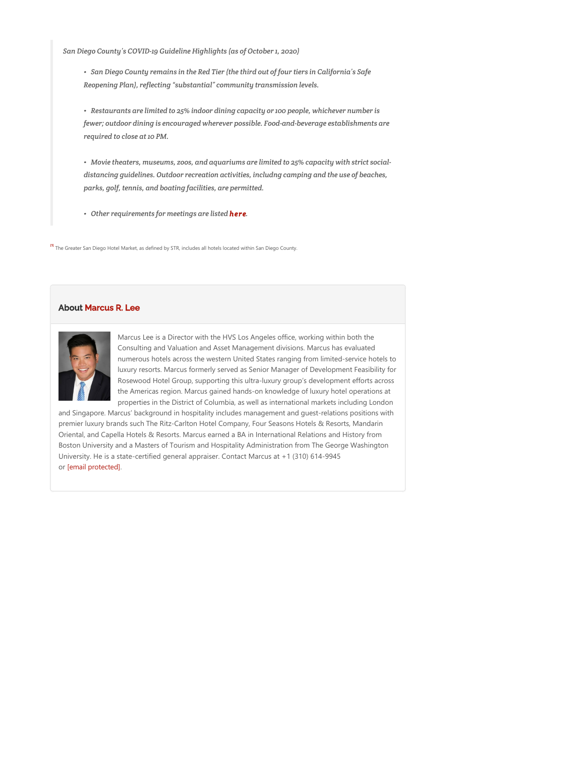> *San Diego County's COVID-19 Guideline Highlights (as of October 1, 2020)*
>
> - *San Diego County remains in the Red Tier (the third out of four tiers in California's Safe Reopening Plan), reflecting "substantial" community transmission levels.*
>
> - *Restaurants are limited to 25% indoor dining capacity or 100 people, whichever number is fewer; outdoor dining is encouraged wherever possible. Food-and-beverage establishments are required to close at 10 PM.*
>
> - *Movie theaters, museums, zoos, and aquariums are limited to 25% capacity with strict social-distancing guidelines. Outdoor recreation activities, includng camping and the use of beaches, parks, golf, tennis, and boating facilities, are permitted.*
>
> - *Other requirements for meetings are listed* ***here****.*

[1] The Greater San Diego Hotel Market, as defined by STR, includes all hotels located within San Diego County.

## About Marcus R. Lee

Marcus Lee is a Director with the HVS Los Angeles office, working within both the Consulting and Valuation and Asset Management divisions. Marcus has evaluated numerous hotels across the western United States ranging from limited-service hotels to luxury resorts. Marcus formerly served as Senior Manager of Development Feasibility for Rosewood Hotel Group, supporting this ultra-luxury group's development efforts across the Americas region. Marcus gained hands-on knowledge of luxury hotel operations at properties in the District of Columbia, as well as international markets including London and Singapore. Marcus' background in hospitality includes management and guest-relations positions with premier luxury brands such The Ritz-Carlton Hotel Company, Four Seasons Hotels & Resorts, Mandarin Oriental, and Capella Hotels & Resorts. Marcus earned a BA in International Relations and History from Boston University and a Masters of Tourism and Hospitality Administration from The George Washington University. He is a state-certified general appraiser. Contact Marcus at +1 (310) 614-9945 or [email protected].